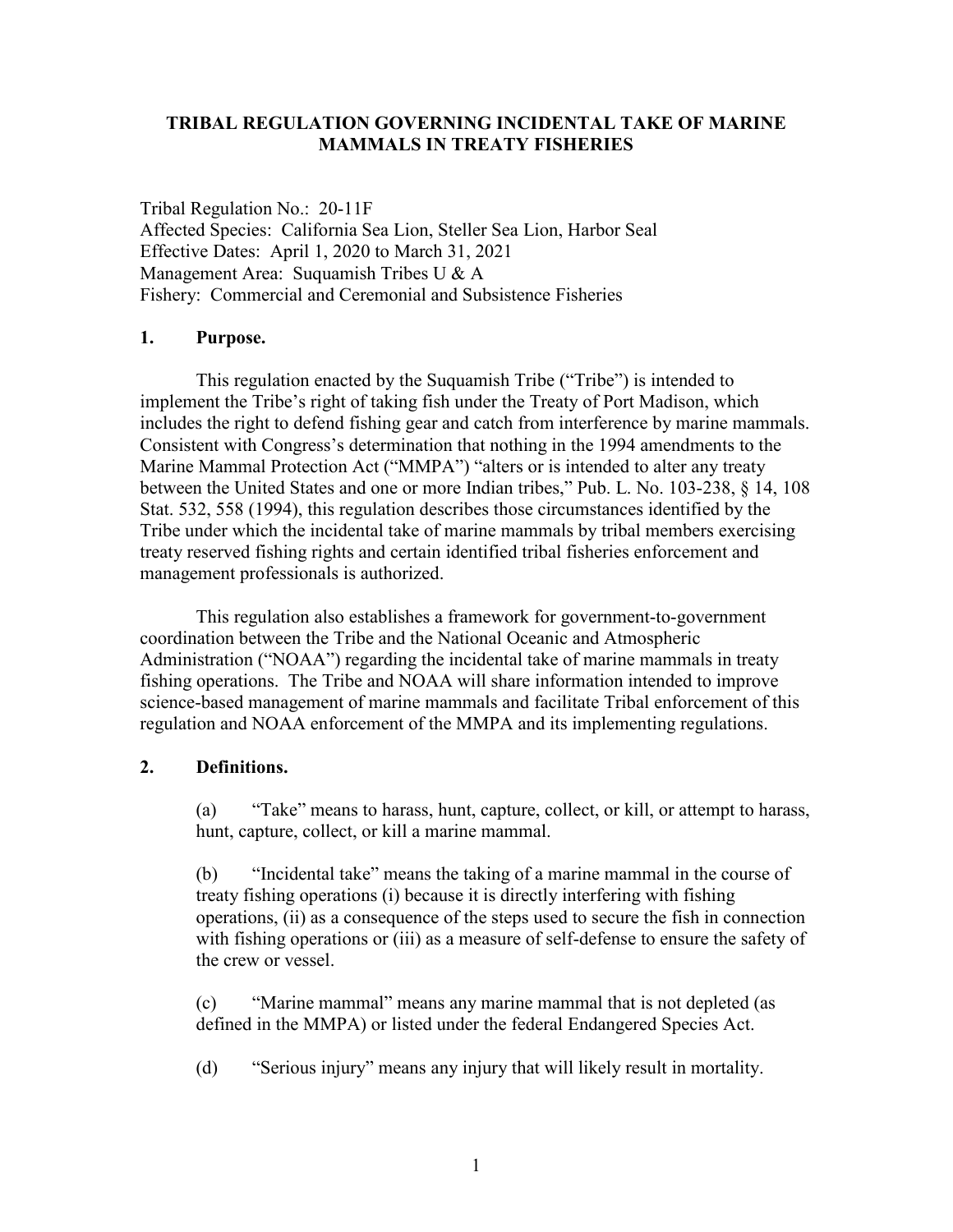# TRIBAL REGULATION GOVERNING INCIDENTAL TAKE OF MARINE MAMMALS IN TREATY FISHERIES

Tribal Regulation No.: 20-11F
Affected Species: California Sea Lion, Steller Sea Lion, Harbor Seal
Effective Dates: April 1, 2020 to March 31, 2021
Management Area: Suquamish Tribes U & A
Fishery: Commercial and Ceremonial and Subsistence Fisheries

## 1. Purpose.

This regulation enacted by the Suquamish Tribe ("Tribe") is intended to implement the Tribe's right of taking fish under the Treaty of Port Madison, which includes the right to defend fishing gear and catch from interference by marine mammals. Consistent with Congress's determination that nothing in the 1994 amendments to the Marine Mammal Protection Act ("MMPA") "alters or is intended to alter any treaty between the United States and one or more Indian tribes," Pub. L. No. 103-238, § 14, 108 Stat. 532, 558 (1994), this regulation describes those circumstances identified by the Tribe under which the incidental take of marine mammals by tribal members exercising treaty reserved fishing rights and certain identified tribal fisheries enforcement and management professionals is authorized.

This regulation also establishes a framework for government-to-government coordination between the Tribe and the National Oceanic and Atmospheric Administration ("NOAA") regarding the incidental take of marine mammals in treaty fishing operations. The Tribe and NOAA will share information intended to improve science-based management of marine mammals and facilitate Tribal enforcement of this regulation and NOAA enforcement of the MMPA and its implementing regulations.

## 2. Definitions.

(a) "Take" means to harass, hunt, capture, collect, or kill, or attempt to harass, hunt, capture, collect, or kill a marine mammal.

(b) "Incidental take" means the taking of a marine mammal in the course of treaty fishing operations (i) because it is directly interfering with fishing operations, (ii) as a consequence of the steps used to secure the fish in connection with fishing operations or (iii) as a measure of self-defense to ensure the safety of the crew or vessel.

(c) "Marine mammal" means any marine mammal that is not depleted (as defined in the MMPA) or listed under the federal Endangered Species Act.

(d) "Serious injury" means any injury that will likely result in mortality.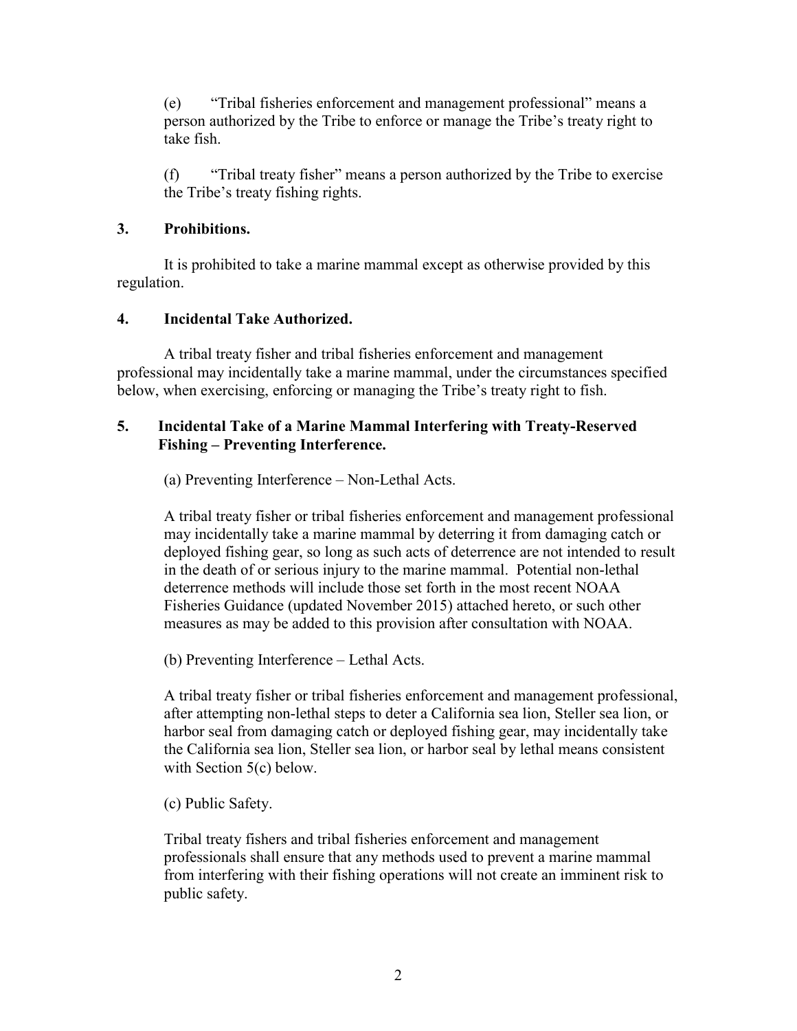(e) "Tribal fisheries enforcement and management professional" means a person authorized by the Tribe to enforce or manage the Tribe's treaty right to take fish.

(f) "Tribal treaty fisher" means a person authorized by the Tribe to exercise the Tribe's treaty fishing rights.

## 3. Prohibitions.

It is prohibited to take a marine mammal except as otherwise provided by this regulation.

## 4. Incidental Take Authorized.

A tribal treaty fisher and tribal fisheries enforcement and management professional may incidentally take a marine mammal, under the circumstances specified below, when exercising, enforcing or managing the Tribe's treaty right to fish.

## 5. Incidental Take of a Marine Mammal Interfering with Treaty-Reserved Fishing – Preventing Interference.

(a) Preventing Interference – Non-Lethal Acts.

A tribal treaty fisher or tribal fisheries enforcement and management professional may incidentally take a marine mammal by deterring it from damaging catch or deployed fishing gear, so long as such acts of deterrence are not intended to result in the death of or serious injury to the marine mammal. Potential non-lethal deterrence methods will include those set forth in the most recent NOAA Fisheries Guidance (updated November 2015) attached hereto, or such other measures as may be added to this provision after consultation with NOAA.

(b) Preventing Interference – Lethal Acts.

A tribal treaty fisher or tribal fisheries enforcement and management professional, after attempting non-lethal steps to deter a California sea lion, Steller sea lion, or harbor seal from damaging catch or deployed fishing gear, may incidentally take the California sea lion, Steller sea lion, or harbor seal by lethal means consistent with Section 5(c) below.

(c) Public Safety.

Tribal treaty fishers and tribal fisheries enforcement and management professionals shall ensure that any methods used to prevent a marine mammal from interfering with their fishing operations will not create an imminent risk to public safety.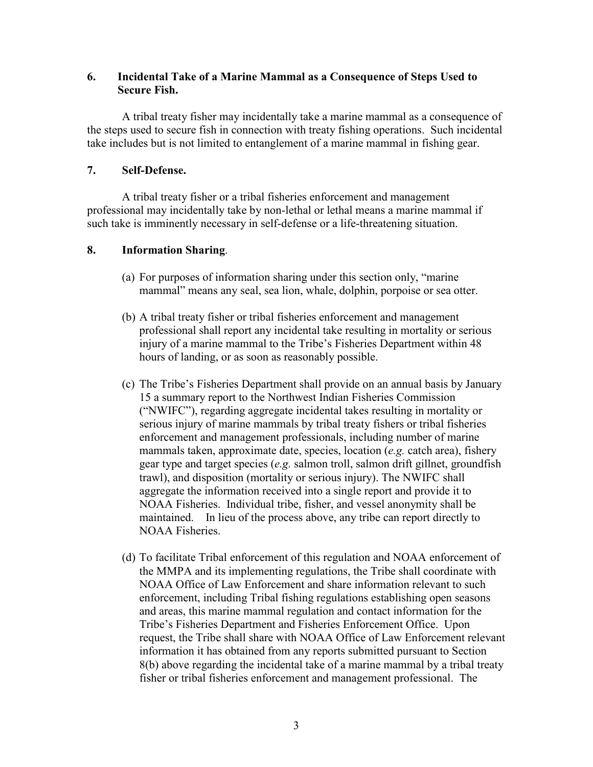## 6. Incidental Take of a Marine Mammal as a Consequence of Steps Used to Secure Fish.

A tribal treaty fisher may incidentally take a marine mammal as a consequence of the steps used to secure fish in connection with treaty fishing operations. Such incidental take includes but is not limited to entanglement of a marine mammal in fishing gear.

## 7. Self-Defense.

A tribal treaty fisher or a tribal fisheries enforcement and management professional may incidentally take by non-lethal or lethal means a marine mammal if such take is imminently necessary in self-defense or a life-threatening situation.

## 8. Information Sharing.

(a) For purposes of information sharing under this section only, "marine mammal" means any seal, sea lion, whale, dolphin, porpoise or sea otter.

(b) A tribal treaty fisher or tribal fisheries enforcement and management professional shall report any incidental take resulting in mortality or serious injury of a marine mammal to the Tribe's Fisheries Department within 48 hours of landing, or as soon as reasonably possible.

(c) The Tribe's Fisheries Department shall provide on an annual basis by January 15 a summary report to the Northwest Indian Fisheries Commission ("NWIFC"), regarding aggregate incidental takes resulting in mortality or serious injury of marine mammals by tribal treaty fishers or tribal fisheries enforcement and management professionals, including number of marine mammals taken, approximate date, species, location (*e.g.* catch area), fishery gear type and target species (*e.g.* salmon troll, salmon drift gillnet, groundfish trawl), and disposition (mortality or serious injury). The NWIFC shall aggregate the information received into a single report and provide it to NOAA Fisheries. Individual tribe, fisher, and vessel anonymity shall be maintained. In lieu of the process above, any tribe can report directly to NOAA Fisheries.

(d) To facilitate Tribal enforcement of this regulation and NOAA enforcement of the MMPA and its implementing regulations, the Tribe shall coordinate with NOAA Office of Law Enforcement and share information relevant to such enforcement, including Tribal fishing regulations establishing open seasons and areas, this marine mammal regulation and contact information for the Tribe's Fisheries Department and Fisheries Enforcement Office. Upon request, the Tribe shall share with NOAA Office of Law Enforcement relevant information it has obtained from any reports submitted pursuant to Section 8(b) above regarding the incidental take of a marine mammal by a tribal treaty fisher or tribal fisheries enforcement and management professional. The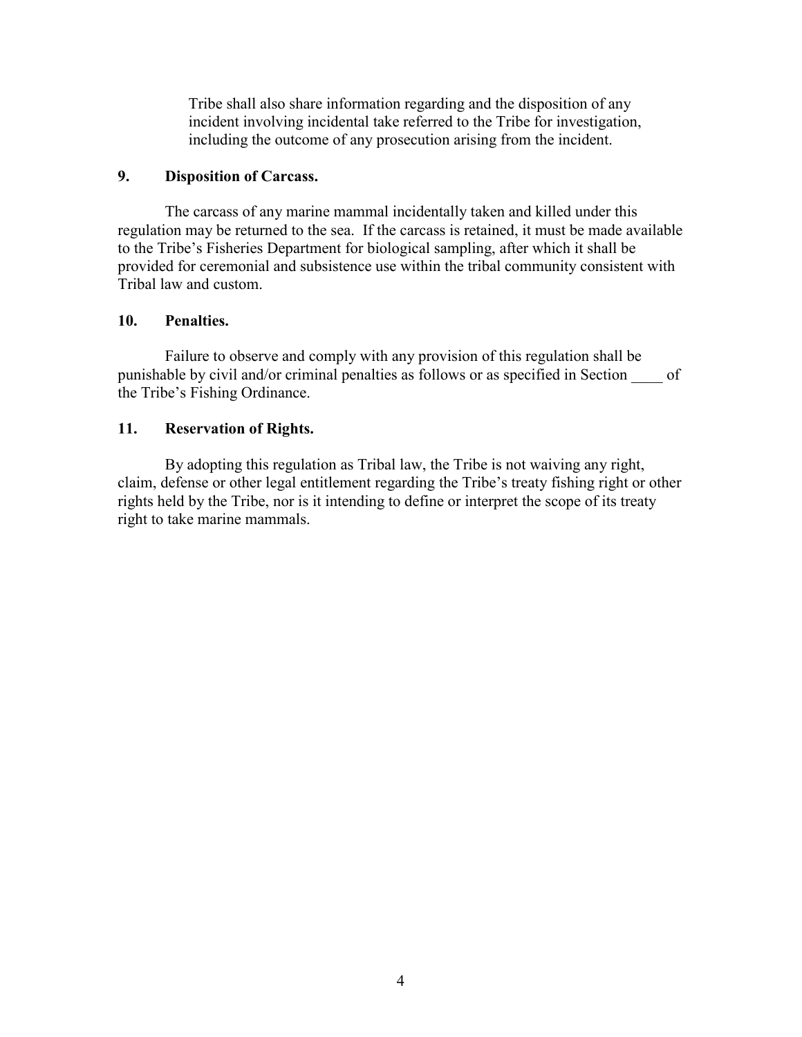Tribe shall also share information regarding and the disposition of any incident involving incidental take referred to the Tribe for investigation, including the outcome of any prosecution arising from the incident.

**9. Disposition of Carcass.**

The carcass of any marine mammal incidentally taken and killed under this regulation may be returned to the sea. If the carcass is retained, it must be made available to the Tribe's Fisheries Department for biological sampling, after which it shall be provided for ceremonial and subsistence use within the tribal community consistent with Tribal law and custom.

**10. Penalties.**

Failure to observe and comply with any provision of this regulation shall be punishable by civil and/or criminal penalties as follows or as specified in Section ____ of the Tribe's Fishing Ordinance.

**11. Reservation of Rights.**

By adopting this regulation as Tribal law, the Tribe is not waiving any right, claim, defense or other legal entitlement regarding the Tribe's treaty fishing right or other rights held by the Tribe, nor is it intending to define or interpret the scope of its treaty right to take marine mammals.